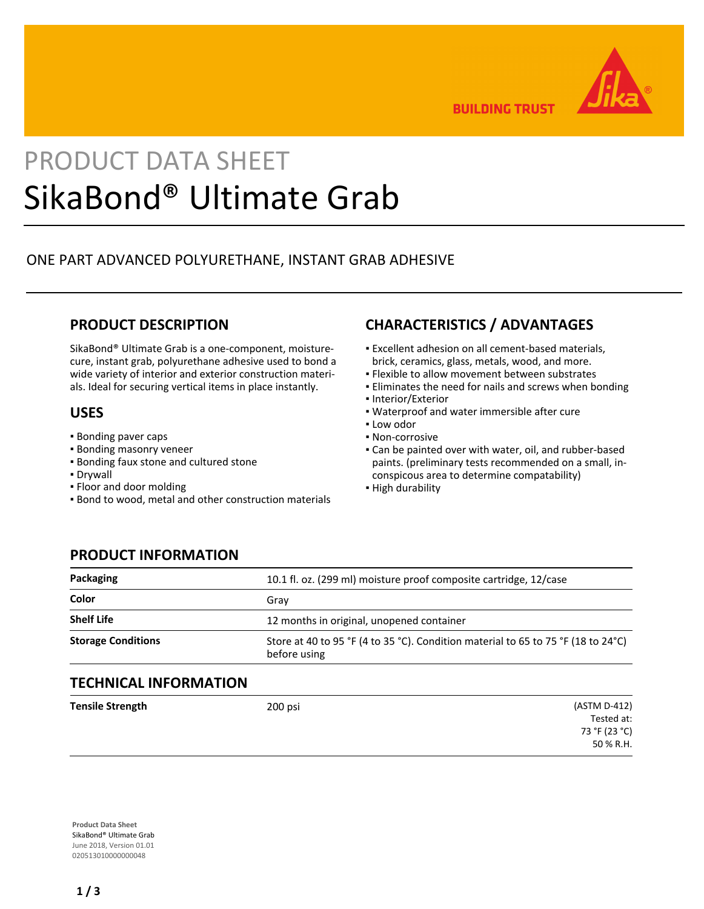# PRODUCT DATA SHEET

# SikaBond® Ultimate Grab

ONE PART ADVANCED POLYURETHANE, INSTANT GRAB ADHESIVE

## PRODUCT DESCRIPTION

SikaBond® Ultimate Grab is a one-component, moisture-cure, instant grab, polyurethane adhesive used to bond a wide variety of interior and exterior construction materials. Ideal for securing vertical items in place instantly.

## USES

- Bonding paver caps
- Bonding masonry veneer
- Bonding faux stone and cultured stone
- Drywall
- Floor and door molding
- Bond to wood, metal and other construction materials

## CHARACTERISTICS / ADVANTAGES

- Excellent adhesion on all cement-based materials, brick, ceramics, glass, metals, wood, and more.
- Flexible to allow movement between substrates
- Eliminates the need for nails and screws when bonding
- Interior/Exterior
- Waterproof and water immersible after cure
- Low odor
- Non-corrosive
- Can be painted over with water, oil, and rubber-based paints. (preliminary tests recommended on a small, inconspicous area to determine compatability)
- High durability

## PRODUCT INFORMATION

| | |
|---|---|
| **Packaging** | 10.1 fl. oz. (299 ml) moisture proof composite cartridge, 12/case |
| **Color** | Gray |
| **Shelf Life** | 12 months in original, unopened container |
| **Storage Conditions** | Store at 40 to 95 °F (4 to 35 °C). Condition material to 65 to 75 °F (18 to 24°C) before using |

## TECHNICAL INFORMATION

| | | |
|---|---|---|
| **Tensile Strength** | 200 psi | (ASTM D-412) Tested at: 73 °F (23 °C) 50 % R.H. |

**Product Data Sheet**
SikaBond® Ultimate Grab
June 2018, Version 01.01
020513010000000048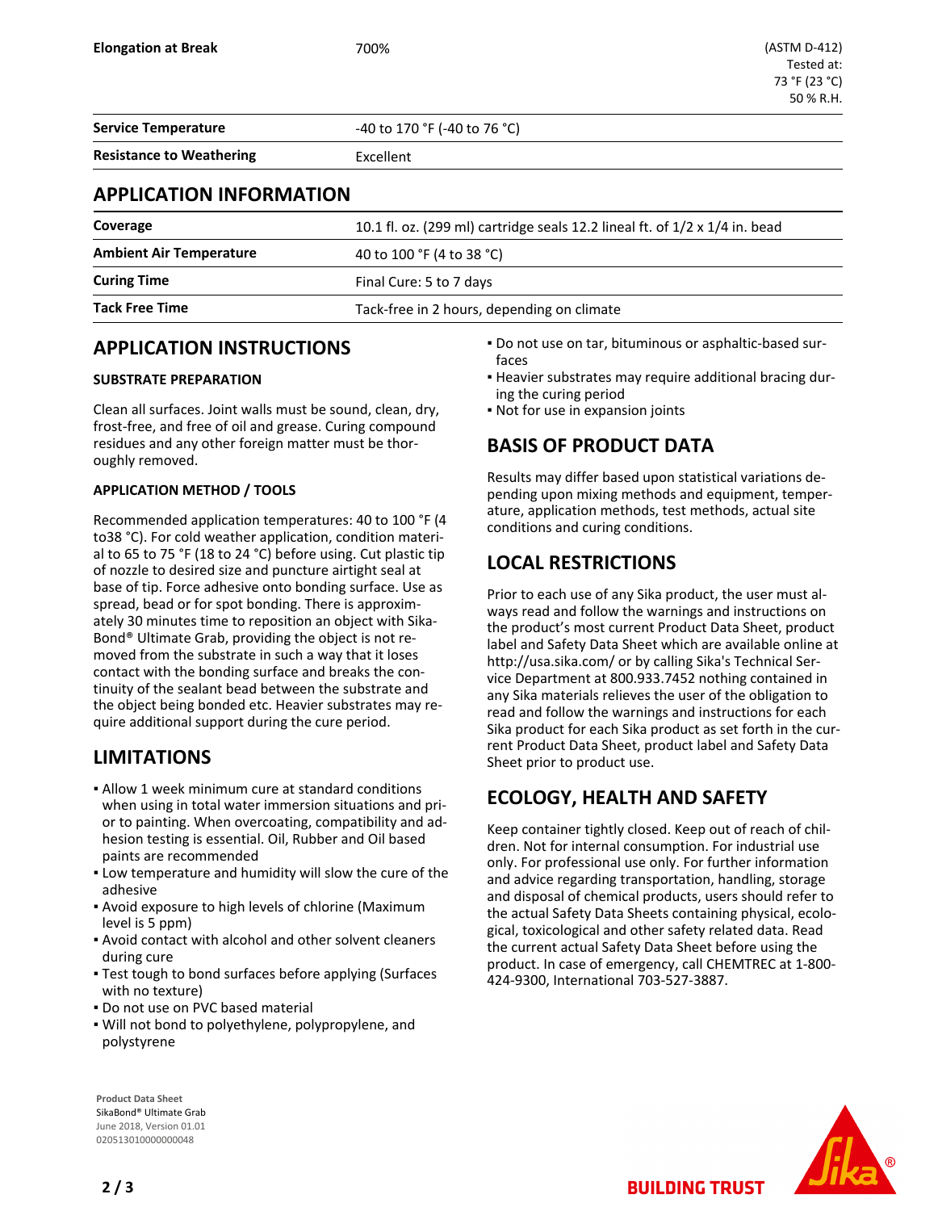| | | |
|---|---|---|
| **Elongation at Break** | 700% | (ASTM D-412) Tested at: 73 °F (23 °C) 50 % R.H. |
| **Service Temperature** | -40 to 170 °F (-40 to 76 °C) | |
| **Resistance to Weathering** | Excellent | |

## APPLICATION INFORMATION

| | |
|---|---|
| **Coverage** | 10.1 fl. oz. (299 ml) cartridge seals 12.2 lineal ft. of 1/2 x 1/4 in. bead |
| **Ambient Air Temperature** | 40 to 100 °F (4 to 38 °C) |
| **Curing Time** | Final Cure: 5 to 7 days |
| **Tack Free Time** | Tack-free in 2 hours, depending on climate |

## APPLICATION INSTRUCTIONS

### SUBSTRATE PREPARATION

Clean all surfaces. Joint walls must be sound, clean, dry, frost-free, and free of oil and grease. Curing compound residues and any other foreign matter must be thoroughly removed.

### APPLICATION METHOD / TOOLS

Recommended application temperatures: 40 to 100 °F (4 to38 °C). For cold weather application, condition material to 65 to 75 °F (18 to 24 °C) before using. Cut plastic tip of nozzle to desired size and puncture airtight seal at base of tip. Force adhesive onto bonding surface. Use as spread, bead or for spot bonding. There is approximately 30 minutes time to reposition an object with SikaBond® Ultimate Grab, providing the object is not removed from the substrate in such a way that it loses contact with the bonding surface and breaks the continuity of the sealant bead between the substrate and the object being bonded etc. Heavier substrates may require additional support during the cure period.

## LIMITATIONS

- Allow 1 week minimum cure at standard conditions when using in total water immersion situations and prior to painting. When overcoating, compatibility and adhesion testing is essential. Oil, Rubber and Oil based paints are recommended
- Low temperature and humidity will slow the cure of the adhesive
- Avoid exposure to high levels of chlorine (Maximum level is 5 ppm)
- Avoid contact with alcohol and other solvent cleaners during cure
- Test tough to bond surfaces before applying (Surfaces with no texture)
- Do not use on PVC based material
- Will not bond to polyethylene, polypropylene, and polystyrene
- Do not use on tar, bituminous or asphaltic-based surfaces
- Heavier substrates may require additional bracing during the curing period
- Not for use in expansion joints

## BASIS OF PRODUCT DATA

Results may differ based upon statistical variations depending upon mixing methods and equipment, temperature, application methods, test methods, actual site conditions and curing conditions.

## LOCAL RESTRICTIONS

Prior to each use of any Sika product, the user must always read and follow the warnings and instructions on the product's most current Product Data Sheet, product label and Safety Data Sheet which are available online at http://usa.sika.com/ or by calling Sika's Technical Service Department at 800.933.7452 nothing contained in any Sika materials relieves the user of the obligation to read and follow the warnings and instructions for each Sika product for each Sika product as set forth in the current Product Data Sheet, product label and Safety Data Sheet prior to product use.

## ECOLOGY, HEALTH AND SAFETY

Keep container tightly closed. Keep out of reach of children. Not for internal consumption. For industrial use only. For professional use only. For further information and advice regarding transportation, handling, storage and disposal of chemical products, users should refer to the actual Safety Data Sheets containing physical, ecological, toxicological and other safety related data. Read the current actual Safety Data Sheet before using the product. In case of emergency, call CHEMTREC at 1-800-424-9300, International 703-527-3887.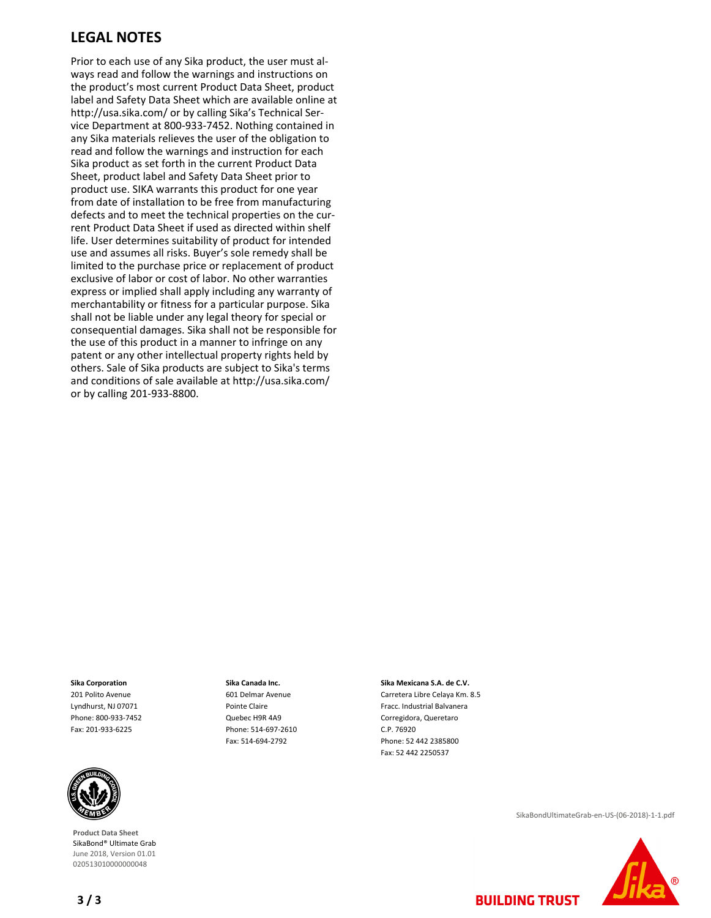## LEGAL NOTES

Prior to each use of any Sika product, the user must always read and follow the warnings and instructions on the product's most current Product Data Sheet, product label and Safety Data Sheet which are available online at http://usa.sika.com/ or by calling Sika's Technical Service Department at 800-933-7452. Nothing contained in any Sika materials relieves the user of the obligation to read and follow the warnings and instruction for each Sika product as set forth in the current Product Data Sheet, product label and Safety Data Sheet prior to product use. SIKA warrants this product for one year from date of installation to be free from manufacturing defects and to meet the technical properties on the current Product Data Sheet if used as directed within shelf life. User determines suitability of product for intended use and assumes all risks. Buyer's sole remedy shall be limited to the purchase price or replacement of product exclusive of labor or cost of labor. No other warranties express or implied shall apply including any warranty of merchantability or fitness for a particular purpose. Sika shall not be liable under any legal theory for special or consequential damages. Sika shall not be responsible for the use of this product in a manner to infringe on any patent or any other intellectual property rights held by others. Sale of Sika products are subject to Sika's terms and conditions of sale available at http://usa.sika.com/ or by calling 201-933-8800.

**Sika Corporation**
201 Polito Avenue
Lyndhurst, NJ 07071
Phone: 800-933-7452
Fax: 201-933-6225

**Sika Canada Inc.**
601 Delmar Avenue
Pointe Claire
Quebec H9R 4A9
Phone: 514-697-2610
Fax: 514-694-2792

**Sika Mexicana S.A. de C.V.**
Carretera Libre Celaya Km. 8.5
Fracc. Industrial Balvanera
Corregidora, Queretaro
C.P. 76920
Phone: 52 442 2385800
Fax: 52 442 2250537

**Product Data Sheet**
SikaBond® Ultimate Grab
June 2018, Version 01.01
020513010000000048

SikaBondUltimateGrab-en-US-(06-2018)-1-1.pdf

BUILDING TRUST